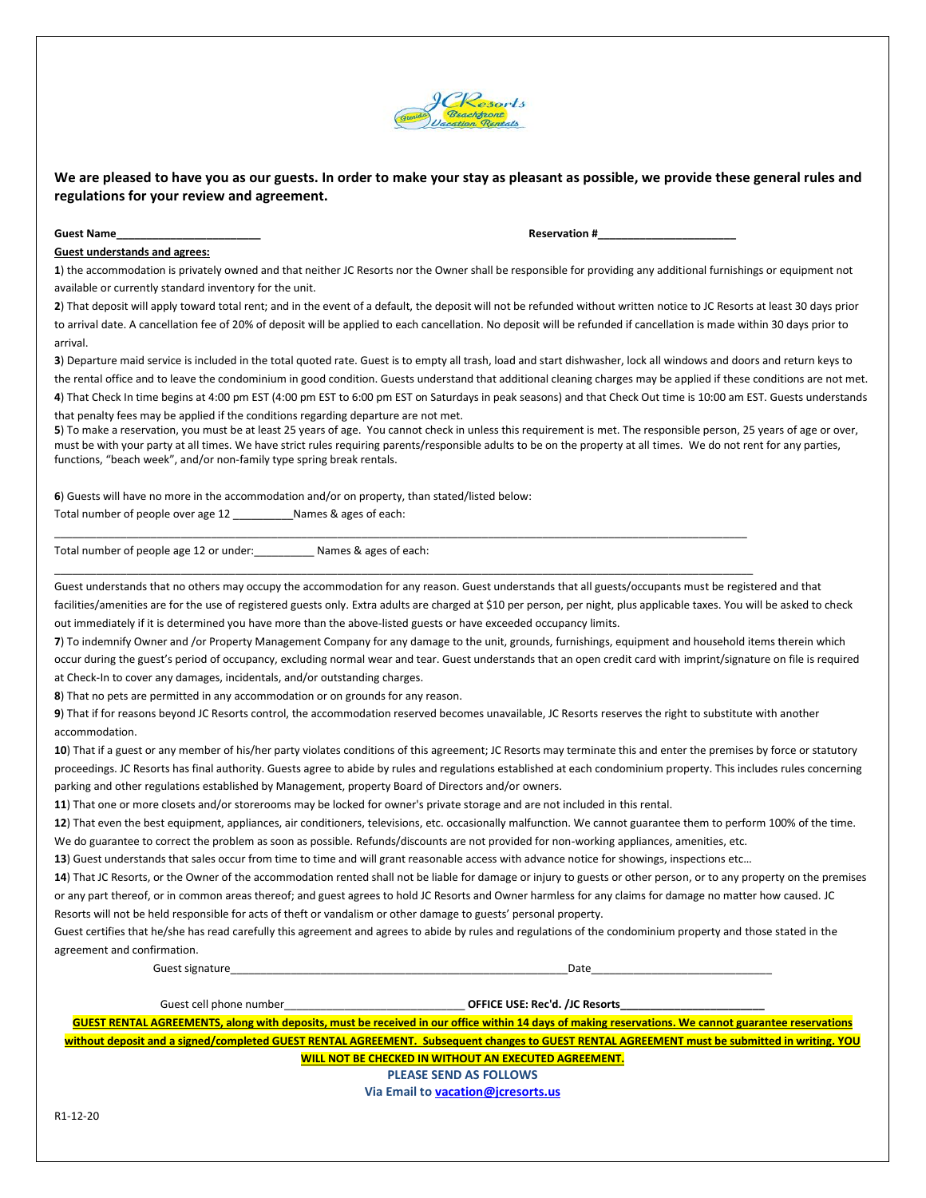**We are pleased to have you as our guests. In order to make your stay as pleasant as possible, we provide these general rules and regulations for your review and agreement.**

**Guest Name\_\_\_\_\_\_\_\_\_\_\_\_\_\_\_\_\_\_\_\_\_\_\_\_** **Reservation #\_\_\_\_\_\_\_\_\_\_\_\_\_\_\_\_\_\_\_\_\_\_\_**

**Guest understands and agrees:**

**1**) the accommodation is privately owned and that neither JC Resorts nor the Owner shall be responsible for providing any additional furnishings or equipment not available or currently standard inventory for the unit.

**2**) That deposit will apply toward total rent; and in the event of a default, the deposit will not be refunded without written notice to JC Resorts at least 30 days prior to arrival date. A cancellation fee of 20% of deposit will be applied to each cancellation. No deposit will be refunded if cancellation is made within 30 days prior to arrival.

**3**) Departure maid service is included in the total quoted rate. Guest is to empty all trash, load and start dishwasher, lock all windows and doors and return keys to the rental office and to leave the condominium in good condition. Guests understand that additional cleaning charges may be applied if these conditions are not met.

**4**) That Check In time begins at 4:00 pm EST (4:00 pm EST to 6:00 pm EST on Saturdays in peak seasons) and that Check Out time is 10:00 am EST. Guests understands that penalty fees may be applied if the conditions regarding departure are not met.

**5**) To make a reservation, you must be at least 25 years of age. You cannot check in unless this requirement is met. The responsible person, 25 years of age or over, must be with your party at all times. We have strict rules requiring parents/responsible adults to be on the property at all times. We do not rent for any parties, functions, "beach week", and/or non-family type spring break rentals.

**6**) Guests will have no more in the accommodation and/or on property, than stated/listed below:

Total number of people over age 12 \_\_\_\_\_\_\_\_\_\_Names & ages of each:

\_\_\_\_\_\_\_\_\_\_\_\_\_\_\_\_\_\_\_\_\_\_\_\_\_\_\_\_\_\_\_\_\_\_\_\_\_\_\_\_\_\_\_\_\_\_\_\_\_\_\_\_\_\_\_\_\_\_\_\_\_\_\_\_\_\_\_\_\_\_\_\_\_\_\_\_\_\_

Total number of people age 12 or under:\_\_\_\_\_\_\_\_\_\_ Names & ages of each:

\_\_\_\_\_\_\_\_\_\_\_\_\_\_\_\_\_\_\_\_\_\_\_\_\_\_\_\_\_\_\_\_\_\_\_\_\_\_\_\_\_\_\_\_\_\_\_\_\_\_\_\_\_\_\_\_\_\_\_\_\_\_\_\_\_\_\_\_\_\_\_\_\_\_\_\_\_\_

Guest understands that no others may occupy the accommodation for any reason. Guest understands that all guests/occupants must be registered and that facilities/amenities are for the use of registered guests only. Extra adults are charged at $10 per person, per night, plus applicable taxes. You will be asked to check out immediately if it is determined you have more than the above-listed guests or have exceeded occupancy limits.

**7**) To indemnify Owner and /or Property Management Company for any damage to the unit, grounds, furnishings, equipment and household items therein which occur during the guest's period of occupancy, excluding normal wear and tear. Guest understands that an open credit card with imprint/signature on file is required at Check-In to cover any damages, incidentals, and/or outstanding charges.

**8**) That no pets are permitted in any accommodation or on grounds for any reason.

**9**) That if for reasons beyond JC Resorts control, the accommodation reserved becomes unavailable, JC Resorts reserves the right to substitute with another accommodation.

**10**) That if a guest or any member of his/her party violates conditions of this agreement; JC Resorts may terminate this and enter the premises by force or statutory proceedings. JC Resorts has final authority. Guests agree to abide by rules and regulations established at each condominium property. This includes rules concerning parking and other regulations established by Management, property Board of Directors and/or owners.

**11**) That one or more closets and/or storerooms may be locked for owner's private storage and are not included in this rental.

**12**) That even the best equipment, appliances, air conditioners, televisions, etc. occasionally malfunction. We cannot guarantee them to perform 100% of the time. We do guarantee to correct the problem as soon as possible. Refunds/discounts are not provided for non-working appliances, amenities, etc.

**13**) Guest understands that sales occur from time to time and will grant reasonable access with advance notice for showings, inspections etc…

**14**) That JC Resorts, or the Owner of the accommodation rented shall not be liable for damage or injury to guests or other person, or to any property on the premises or any part thereof, or in common areas thereof; and guest agrees to hold JC Resorts and Owner harmless for any claims for damage no matter how caused. JC Resorts will not be held responsible for acts of theft or vandalism or other damage to guests' personal property.

Guest certifies that he/she has read carefully this agreement and agrees to abide by rules and regulations of the condominium property and those stated in the agreement and confirmation.

Guest signature\_\_\_\_\_\_\_\_\_\_\_\_\_\_\_\_\_\_\_\_\_\_\_\_\_\_\_\_\_\_\_\_\_\_\_\_\_\_\_\_\_\_\_\_\_\_\_\_\_\_\_\_\_\_\_\_Date\_\_\_\_\_\_\_\_\_\_\_\_\_\_\_\_\_\_\_\_\_\_\_\_\_\_\_\_\_\_

Guest cell phone number\_\_\_\_\_\_\_\_\_\_\_\_\_\_\_\_\_\_\_\_\_\_\_\_\_\_\_\_\_\_ **OFFICE USE: Rec'd. /JC Resorts\_\_\_\_\_\_\_\_\_\_\_\_\_\_\_\_\_\_\_\_\_\_\_\_**

**GUEST RENTAL AGREEMENTS, along with deposits, must be received in our office within 14 days of making reservations. We cannot guarantee reservations without deposit and a signed/completed GUEST RENTAL AGREEMENT. Subsequent changes to GUEST RENTAL AGREEMENT must be submitted in writing. YOU WILL NOT BE CHECKED IN WITHOUT AN EXECUTED AGREEMENT.**

**PLEASE SEND AS FOLLOWS**

**Via Email to vacation@jcresorts.us**

R1-12-20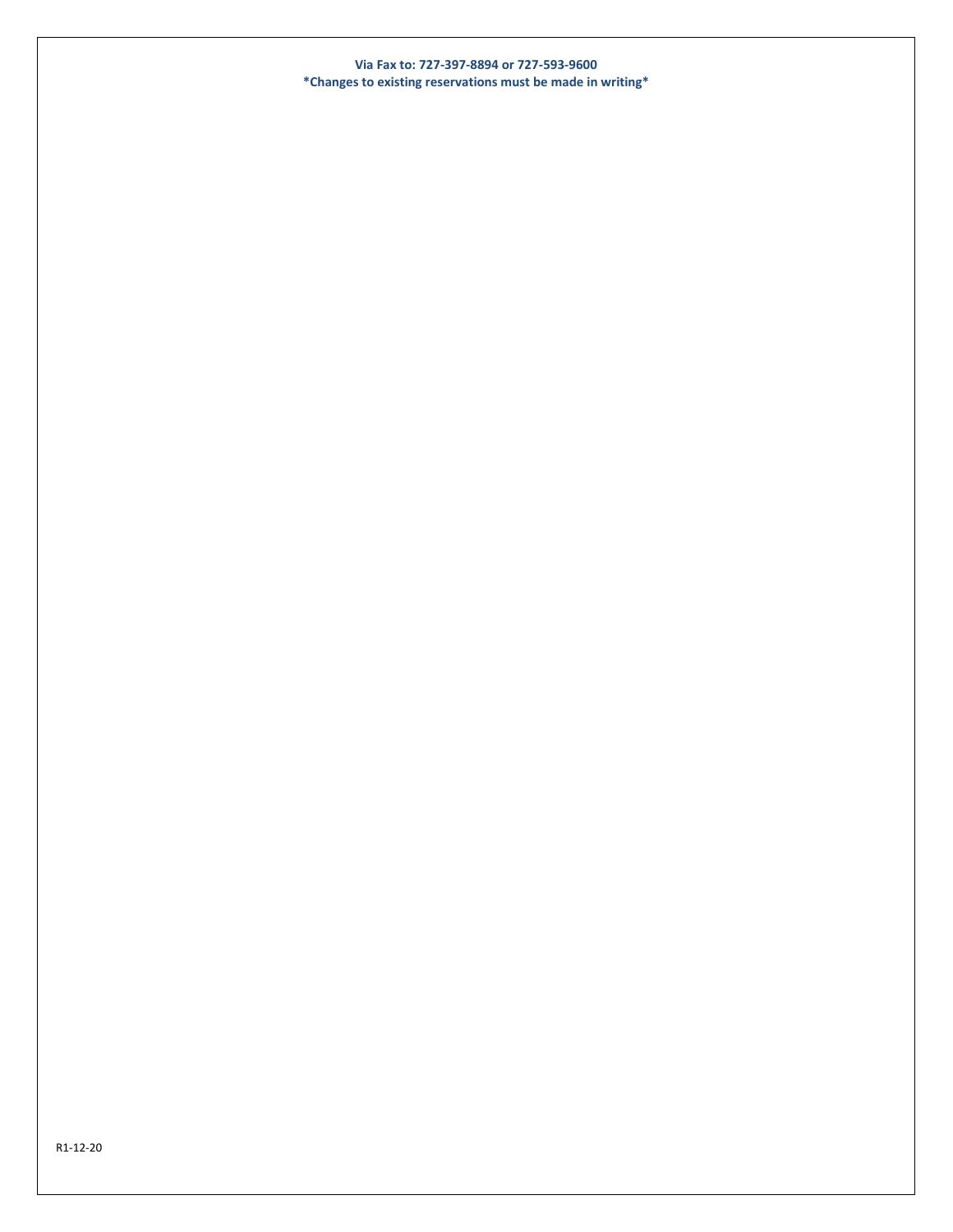**Via Fax to: 727-397-8894 or 727-593-9600**
**\*Changes to existing reservations must be made in writing\***

R1-12-20